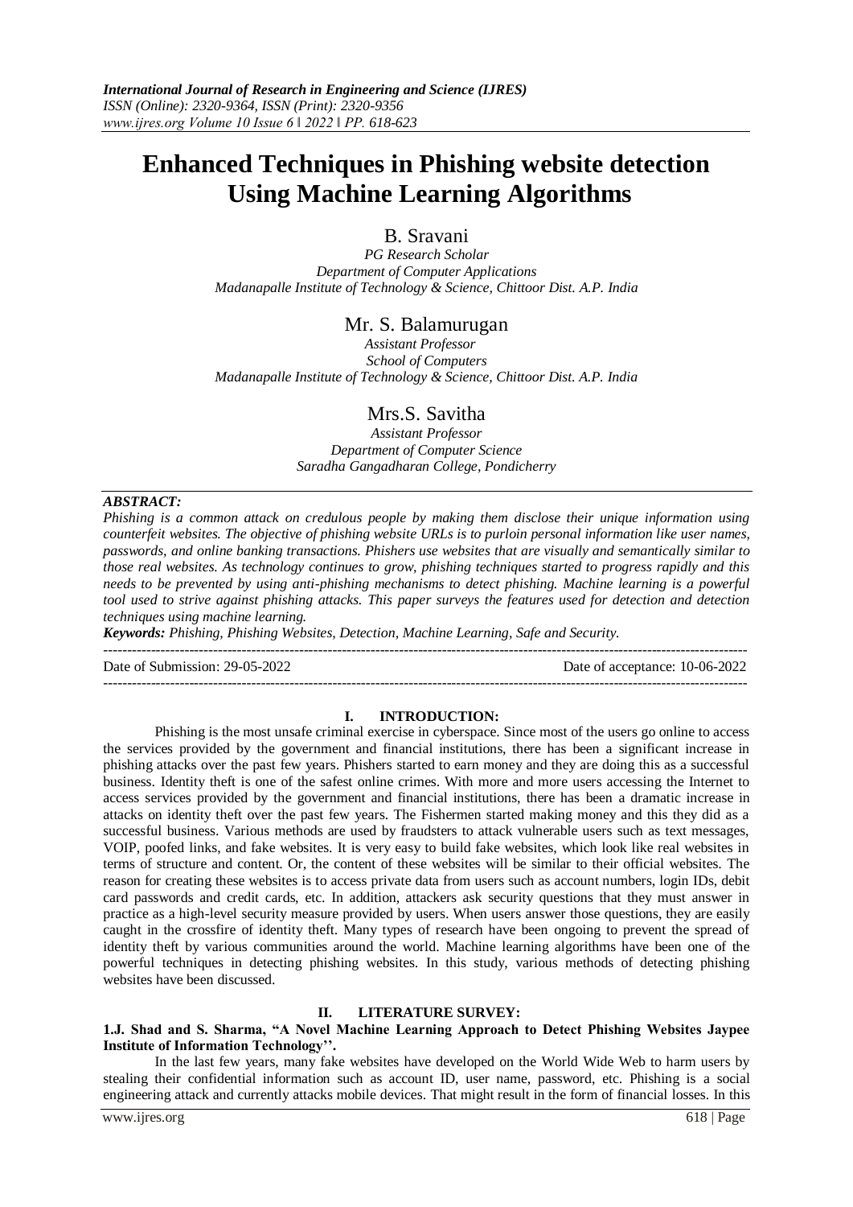# Enhanced Techniques in Phishing website detection Using Machine Learning Algorithms

**B. Sravani**
*PG Research Scholar*
*Department of Computer Applications*
*Madanapalle Institute of Technology & Science, Chittoor Dist. A.P. India*

**Mr. S. Balamurugan**
*Assistant Professor*
*School of Computers*
*Madanapalle Institute of Technology & Science, Chittoor Dist. A.P. India*

**Mrs.S. Savitha**
*Assistant Professor*
*Department of Computer Science*
*Saradha Gangadharan College, Pondicherry*

***ABSTRACT:***
*Phishing is a common attack on credulous people by making them disclose their unique information using counterfeit websites. The objective of phishing website URLs is to purloin personal information like user names, passwords, and online banking transactions. Phishers use websites that are visually and semantically similar to those real websites. As technology continues to grow, phishing techniques started to progress rapidly and this needs to be prevented by using anti-phishing mechanisms to detect phishing. Machine learning is a powerful tool used to strive against phishing attacks. This paper surveys the features used for detection and detection techniques using machine learning.*

***Keywords:*** *Phishing, Phishing Websites, Detection, Machine Learning, Safe and Security.*

---

Date of Submission: 29-05-2022 Date of acceptance: 10-06-2022

---

## I. INTRODUCTION:

Phishing is the most unsafe criminal exercise in cyberspace. Since most of the users go online to access the services provided by the government and financial institutions, there has been a significant increase in phishing attacks over the past few years. Phishers started to earn money and they are doing this as a successful business. Identity theft is one of the safest online crimes. With more and more users accessing the Internet to access services provided by the government and financial institutions, there has been a dramatic increase in attacks on identity theft over the past few years. The Fishermen started making money and this they did as a successful business. Various methods are used by fraudsters to attack vulnerable users such as text messages, VOIP, poofed links, and fake websites. It is very easy to build fake websites, which look like real websites in terms of structure and content. Or, the content of these websites will be similar to their official websites. The reason for creating these websites is to access private data from users such as account numbers, login IDs, debit card passwords and credit cards, etc. In addition, attackers ask security questions that they must answer in practice as a high-level security measure provided by users. When users answer those questions, they are easily caught in the crossfire of identity theft. Many types of research have been ongoing to prevent the spread of identity theft by various communities around the world. Machine learning algorithms have been one of the powerful techniques in detecting phishing websites. In this study, various methods of detecting phishing websites have been discussed.

## II. LITERATURE SURVEY:

**1.J. Shad and S. Sharma, "A Novel Machine Learning Approach to Detect Phishing Websites Jaypee Institute of Information Technology''.**

In the last few years, many fake websites have developed on the World Wide Web to harm users by stealing their confidential information such as account ID, user name, password, etc. Phishing is a social engineering attack and currently attacks mobile devices. That might result in the form of financial losses. In this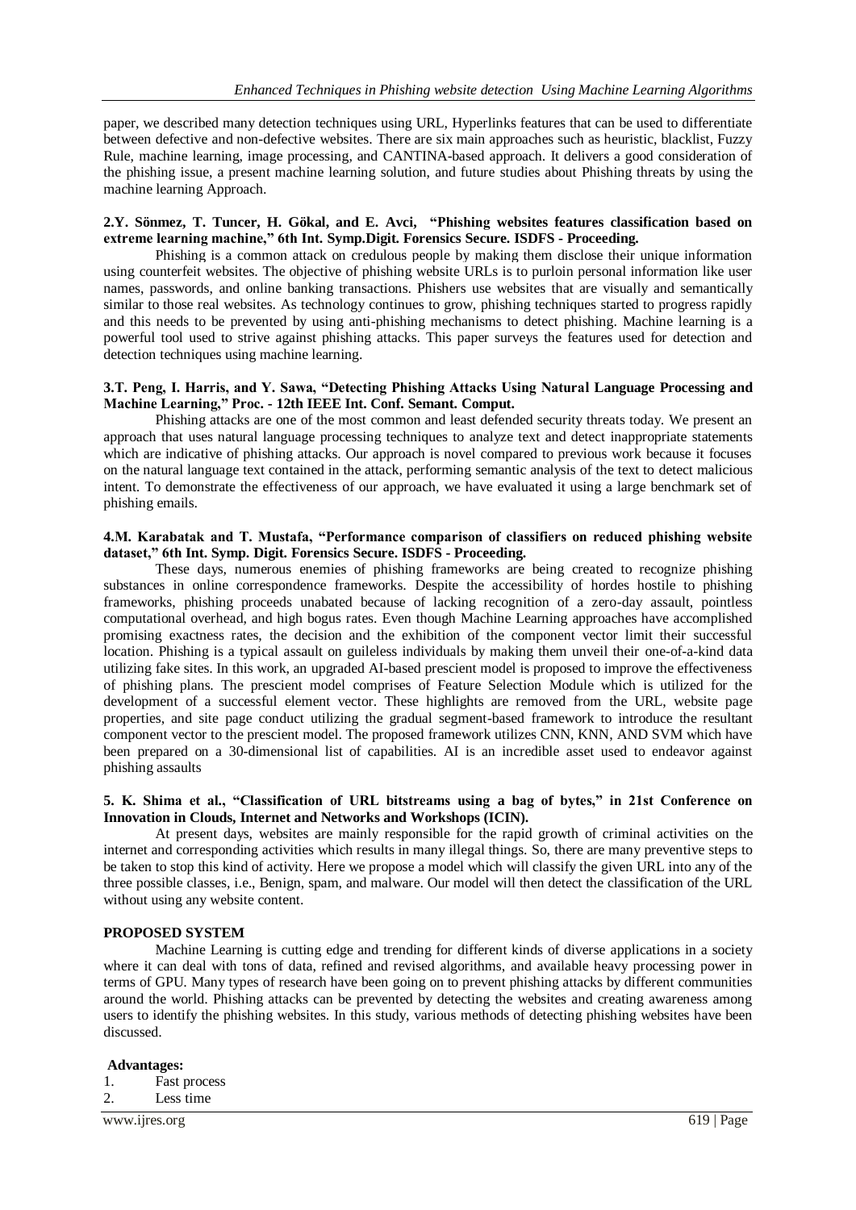paper, we described many detection techniques using URL, Hyperlinks features that can be used to differentiate between defective and non-defective websites. There are six main approaches such as heuristic, blacklist, Fuzzy Rule, machine learning, image processing, and CANTINA-based approach. It delivers a good consideration of the phishing issue, a present machine learning solution, and future studies about Phishing threats by using the machine learning Approach.

**2.Y. Sönmez, T. Tuncer, H. Gökal, and E. Avci, "Phishing websites features classification based on extreme learning machine," 6th Int. Symp.Digit. Forensics Secure. ISDFS - Proceeding.**

Phishing is a common attack on credulous people by making them disclose their unique information using counterfeit websites. The objective of phishing website URLs is to purloin personal information like user names, passwords, and online banking transactions. Phishers use websites that are visually and semantically similar to those real websites. As technology continues to grow, phishing techniques started to progress rapidly and this needs to be prevented by using anti-phishing mechanisms to detect phishing. Machine learning is a powerful tool used to strive against phishing attacks. This paper surveys the features used for detection and detection techniques using machine learning.

**3.T. Peng, I. Harris, and Y. Sawa, "Detecting Phishing Attacks Using Natural Language Processing and Machine Learning," Proc. - 12th IEEE Int. Conf. Semant. Comput.**

Phishing attacks are one of the most common and least defended security threats today. We present an approach that uses natural language processing techniques to analyze text and detect inappropriate statements which are indicative of phishing attacks. Our approach is novel compared to previous work because it focuses on the natural language text contained in the attack, performing semantic analysis of the text to detect malicious intent. To demonstrate the effectiveness of our approach, we have evaluated it using a large benchmark set of phishing emails.

**4.M. Karabatak and T. Mustafa, "Performance comparison of classifiers on reduced phishing website dataset," 6th Int. Symp. Digit. Forensics Secure. ISDFS - Proceeding.**

These days, numerous enemies of phishing frameworks are being created to recognize phishing substances in online correspondence frameworks. Despite the accessibility of hordes hostile to phishing frameworks, phishing proceeds unabated because of lacking recognition of a zero-day assault, pointless computational overhead, and high bogus rates. Even though Machine Learning approaches have accomplished promising exactness rates, the decision and the exhibition of the component vector limit their successful location. Phishing is a typical assault on guileless individuals by making them unveil their one-of-a-kind data utilizing fake sites. In this work, an upgraded AI-based prescient model is proposed to improve the effectiveness of phishing plans. The prescient model comprises of Feature Selection Module which is utilized for the development of a successful element vector. These highlights are removed from the URL, website page properties, and site page conduct utilizing the gradual segment-based framework to introduce the resultant component vector to the prescient model. The proposed framework utilizes CNN, KNN, AND SVM which have been prepared on a 30-dimensional list of capabilities. AI is an incredible asset used to endeavor against phishing assaults

**5. K. Shima et al., "Classification of URL bitstreams using a bag of bytes," in 21st Conference on Innovation in Clouds, Internet and Networks and Workshops (ICIN).**

At present days, websites are mainly responsible for the rapid growth of criminal activities on the internet and corresponding activities which results in many illegal things. So, there are many preventive steps to be taken to stop this kind of activity. Here we propose a model which will classify the given URL into any of the three possible classes, i.e., Benign, spam, and malware. Our model will then detect the classification of the URL without using any website content.

**PROPOSED SYSTEM**

Machine Learning is cutting edge and trending for different kinds of diverse applications in a society where it can deal with tons of data, refined and revised algorithms, and available heavy processing power in terms of GPU. Many types of research have been going on to prevent phishing attacks by different communities around the world. Phishing attacks can be prevented by detecting the websites and creating awareness among users to identify the phishing websites. In this study, various methods of detecting phishing websites have been discussed.

**Advantages:**

1. Fast process
2. Less time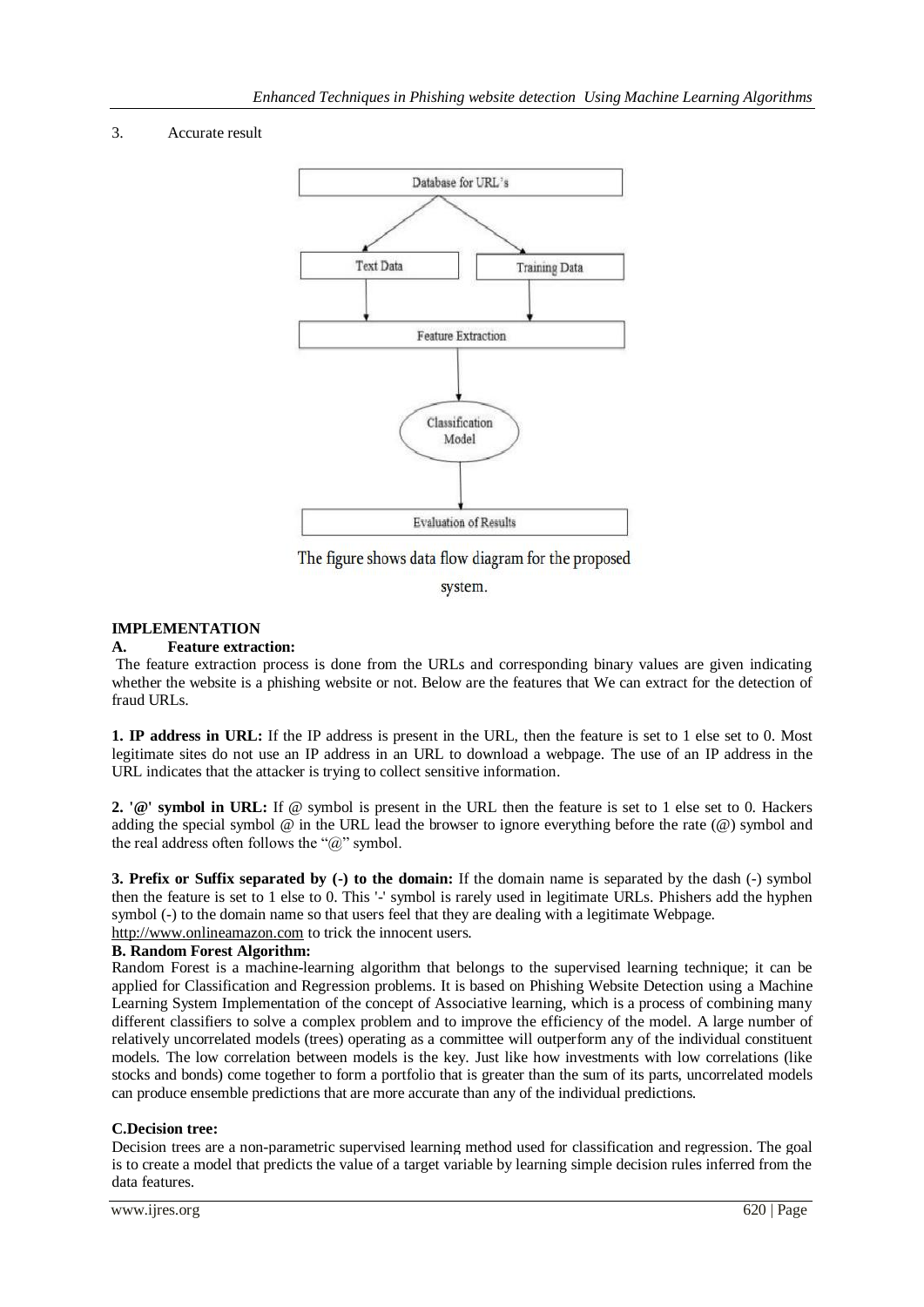3. Accurate result

The figure shows data flow diagram for the proposed system.

## IMPLEMENTATION

### A. Feature extraction:

The feature extraction process is done from the URLs and corresponding binary values are given indicating whether the website is a phishing website or not. Below are the features that We can extract for the detection of fraud URLs.

**1. IP address in URL:** If the IP address is present in the URL, then the feature is set to 1 else set to 0. Most legitimate sites do not use an IP address in an URL to download a webpage. The use of an IP address in the URL indicates that the attacker is trying to collect sensitive information.

**2. '@' symbol in URL:** If @ symbol is present in the URL then the feature is set to 1 else set to 0. Hackers adding the special symbol @ in the URL lead the browser to ignore everything before the rate (@) symbol and the real address often follows the "@" symbol.

**3. Prefix or Suffix separated by (-) to the domain:** If the domain name is separated by the dash (-) symbol then the feature is set to 1 else to 0. This '-' symbol is rarely used in legitimate URLs. Phishers add the hyphen symbol (-) to the domain name so that users feel that they are dealing with a legitimate Webpage. http://www.onlineamazon.com to trick the innocent users.

### B. Random Forest Algorithm:

Random Forest is a machine-learning algorithm that belongs to the supervised learning technique; it can be applied for Classification and Regression problems. It is based on Phishing Website Detection using a Machine Learning System Implementation of the concept of Associative learning, which is a process of combining many different classifiers to solve a complex problem and to improve the efficiency of the model. A large number of relatively uncorrelated models (trees) operating as a committee will outperform any of the individual constituent models. The low correlation between models is the key. Just like how investments with low correlations (like stocks and bonds) come together to form a portfolio that is greater than the sum of its parts, uncorrelated models can produce ensemble predictions that are more accurate than any of the individual predictions.

### C.Decision tree:

Decision trees are a non-parametric supervised learning method used for classification and regression. The goal is to create a model that predicts the value of a target variable by learning simple decision rules inferred from the data features.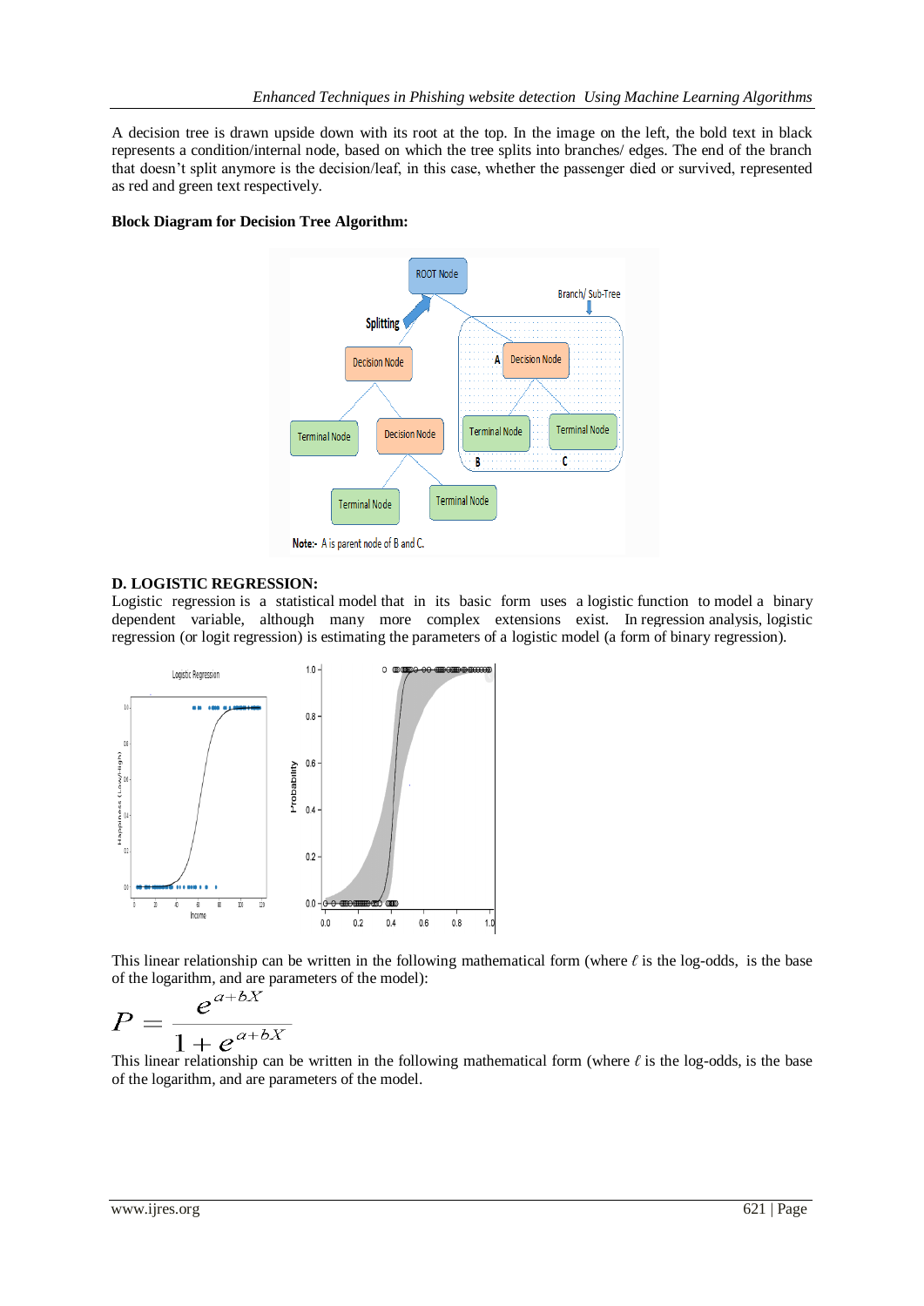A decision tree is drawn upside down with its root at the top. In the image on the left, the bold text in black represents a condition/internal node, based on which the tree splits into branches/ edges. The end of the branch that doesn't split anymore is the decision/leaf, in this case, whether the passenger died or survived, represented as red and green text respectively.

**Block Diagram for Decision Tree Algorithm:**

**D. LOGISTIC REGRESSION:**

Logistic regression is a statistical model that in its basic form uses a logistic function to model a binary dependent variable, although many more complex extensions exist. In regression analysis, logistic regression (or logit regression) is estimating the parameters of a logistic model (a form of binary regression).

This linear relationship can be written in the following mathematical form (where ℓ is the log-odds, is the base of the logarithm, and are parameters of the model):

$$P = \frac{e^{a+bX}}{1+e^{a+bX}}$$

This linear relationship can be written in the following mathematical form (where ℓ is the log-odds, is the base of the logarithm, and are parameters of the model.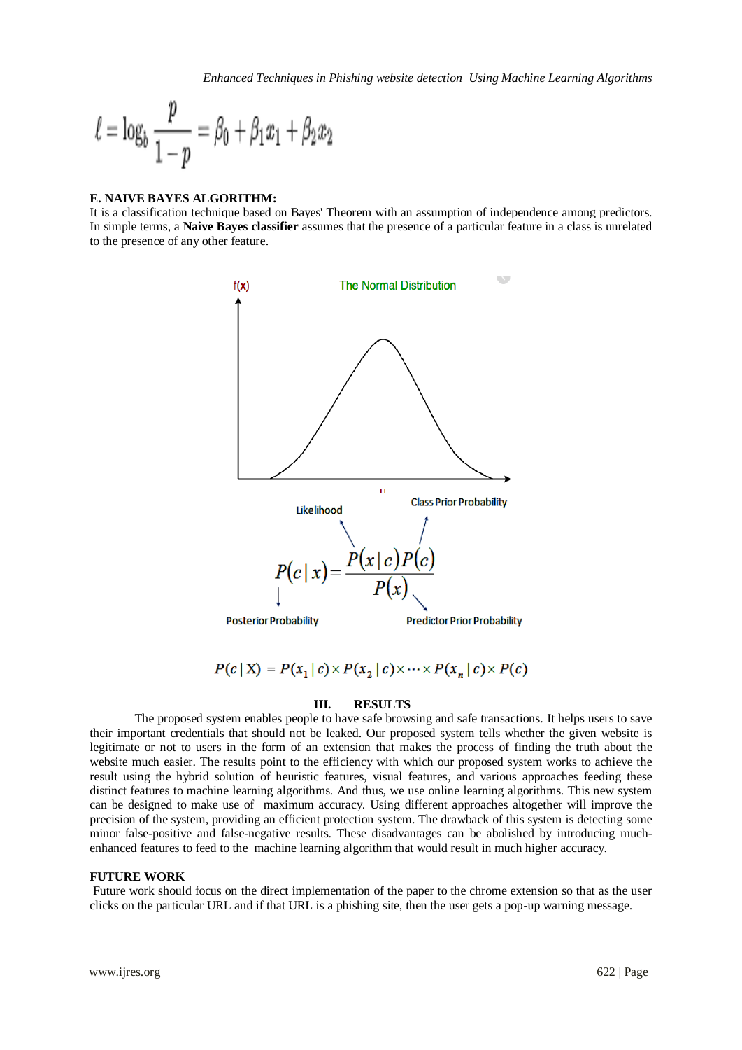$$\ell = \log_b \frac{p}{1-p} = \beta_0 + \beta_1 x_1 + \beta_2 x_2$$

**E. NAIVE BAYES ALGORITHM:**

It is a classification technique based on Bayes' Theorem with an assumption of independence among predictors. In simple terms, a **Naive Bayes classifier** assumes that the presence of a particular feature in a class is unrelated to the presence of any other feature.

$$P(c \mid x) = \frac{P(x \mid c) P(c)}{P(x)}$$

Likelihood: $P(x \mid c)$; Class Prior Probability: $P(c)$; Posterior Probability: $P(c \mid x)$; Predictor Prior Probability: $P(x)$

$$P(c \mid X) = P(x_1 \mid c) \times P(x_2 \mid c) \times \cdots \times P(x_n \mid c) \times P(c)$$

## III. RESULTS

The proposed system enables people to have safe browsing and safe transactions. It helps users to save their important credentials that should not be leaked. Our proposed system tells whether the given website is legitimate or not to users in the form of an extension that makes the process of finding the truth about the website much easier. The results point to the efficiency with which our proposed system works to achieve the result using the hybrid solution of heuristic features, visual features, and various approaches feeding these distinct features to machine learning algorithms. And thus, we use online learning algorithms. This new system can be designed to make use of maximum accuracy. Using different approaches altogether will improve the precision of the system, providing an efficient protection system. The drawback of this system is detecting some minor false-positive and false-negative results. These disadvantages can be abolished by introducing much-enhanced features to feed to the machine learning algorithm that would result in much higher accuracy.

**FUTURE WORK**

Future work should focus on the direct implementation of the paper to the chrome extension so that as the user clicks on the particular URL and if that URL is a phishing site, then the user gets a pop-up warning message.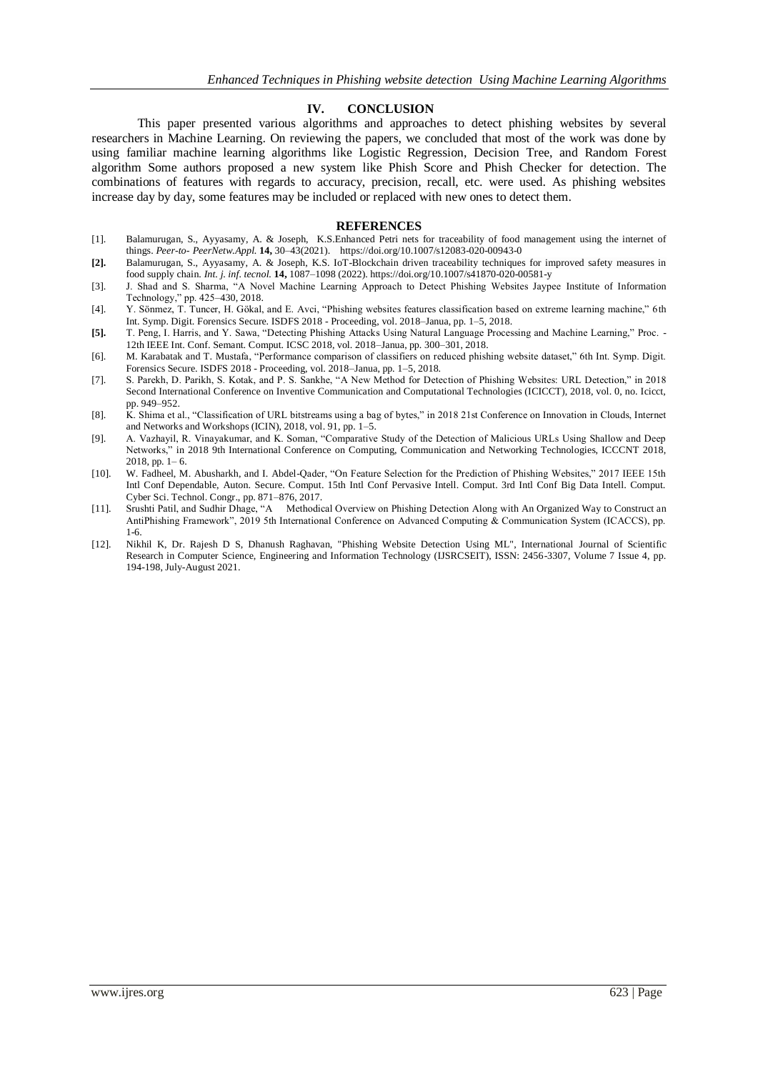## IV. CONCLUSION

This paper presented various algorithms and approaches to detect phishing websites by several researchers in Machine Learning. On reviewing the papers, we concluded that most of the work was done by using familiar machine learning algorithms like Logistic Regression, Decision Tree, and Random Forest algorithm Some authors proposed a new system like Phish Score and Phish Checker for detection. The combinations of features with regards to accuracy, precision, recall, etc. were used. As phishing websites increase day by day, some features may be included or replaced with new ones to detect them.

## REFERENCES

[1]. Balamurugan, S., Ayyasamy, A. & Joseph, K.S.Enhanced Petri nets for traceability of food management using the internet of things. *Peer-to- PeerNetw.Appl.* **14,** 30–43(2021). https://doi.org/10.1007/s12083-020-00943-0

**[2].** Balamurugan, S., Ayyasamy, A. & Joseph, K.S. IoT-Blockchain driven traceability techniques for improved safety measures in food supply chain. *Int. j. inf. tecnol.* **14,** 1087–1098 (2022). https://doi.org/10.1007/s41870-020-00581-y

[3]. J. Shad and S. Sharma, "A Novel Machine Learning Approach to Detect Phishing Websites Jaypee Institute of Information Technology," pp. 425–430, 2018.

[4]. Y. Sönmez, T. Tuncer, H. Gökal, and E. Avci, "Phishing websites features classification based on extreme learning machine," 6th Int. Symp. Digit. Forensics Secure. ISDFS 2018 - Proceeding, vol. 2018–Janua, pp. 1–5, 2018.

**[5].** T. Peng, I. Harris, and Y. Sawa, "Detecting Phishing Attacks Using Natural Language Processing and Machine Learning," Proc. - 12th IEEE Int. Conf. Semant. Comput. ICSC 2018, vol. 2018–Janua, pp. 300–301, 2018.

[6]. M. Karabatak and T. Mustafa, "Performance comparison of classifiers on reduced phishing website dataset," 6th Int. Symp. Digit. Forensics Secure. ISDFS 2018 - Proceeding, vol. 2018–Janua, pp. 1–5, 2018.

[7]. S. Parekh, D. Parikh, S. Kotak, and P. S. Sankhe, "A New Method for Detection of Phishing Websites: URL Detection," in 2018 Second International Conference on Inventive Communication and Computational Technologies (ICICCT), 2018, vol. 0, no. Icicct, pp. 949–952.

[8]. K. Shima et al., "Classification of URL bitstreams using a bag of bytes," in 2018 21st Conference on Innovation in Clouds, Internet and Networks and Workshops (ICIN), 2018, vol. 91, pp. 1–5.

[9]. A. Vazhayil, R. Vinayakumar, and K. Soman, "Comparative Study of the Detection of Malicious URLs Using Shallow and Deep Networks," in 2018 9th International Conference on Computing, Communication and Networking Technologies, ICCCNT 2018, 2018, pp. 1– 6.

[10]. W. Fadheel, M. Abusharkh, and I. Abdel-Qader, "On Feature Selection for the Prediction of Phishing Websites," 2017 IEEE 15th Intl Conf Dependable, Auton. Secure. Comput. 15th Intl Conf Pervasive Intell. Comput. 3rd Intl Conf Big Data Intell. Comput. Cyber Sci. Technol. Congr., pp. 871–876, 2017.

[11]. Srushti Patil, and Sudhir Dhage, "A Methodical Overview on Phishing Detection Along with An Organized Way to Construct an AntiPhishing Framework", 2019 5th International Conference on Advanced Computing & Communication System (ICACCS), pp. 1-6.

[12]. Nikhil K, Dr. Rajesh D S, Dhanush Raghavan, "Phishing Website Detection Using ML", International Journal of Scientific Research in Computer Science, Engineering and Information Technology (IJSRCSEIT), ISSN: 2456-3307, Volume 7 Issue 4, pp. 194-198, July-August 2021.